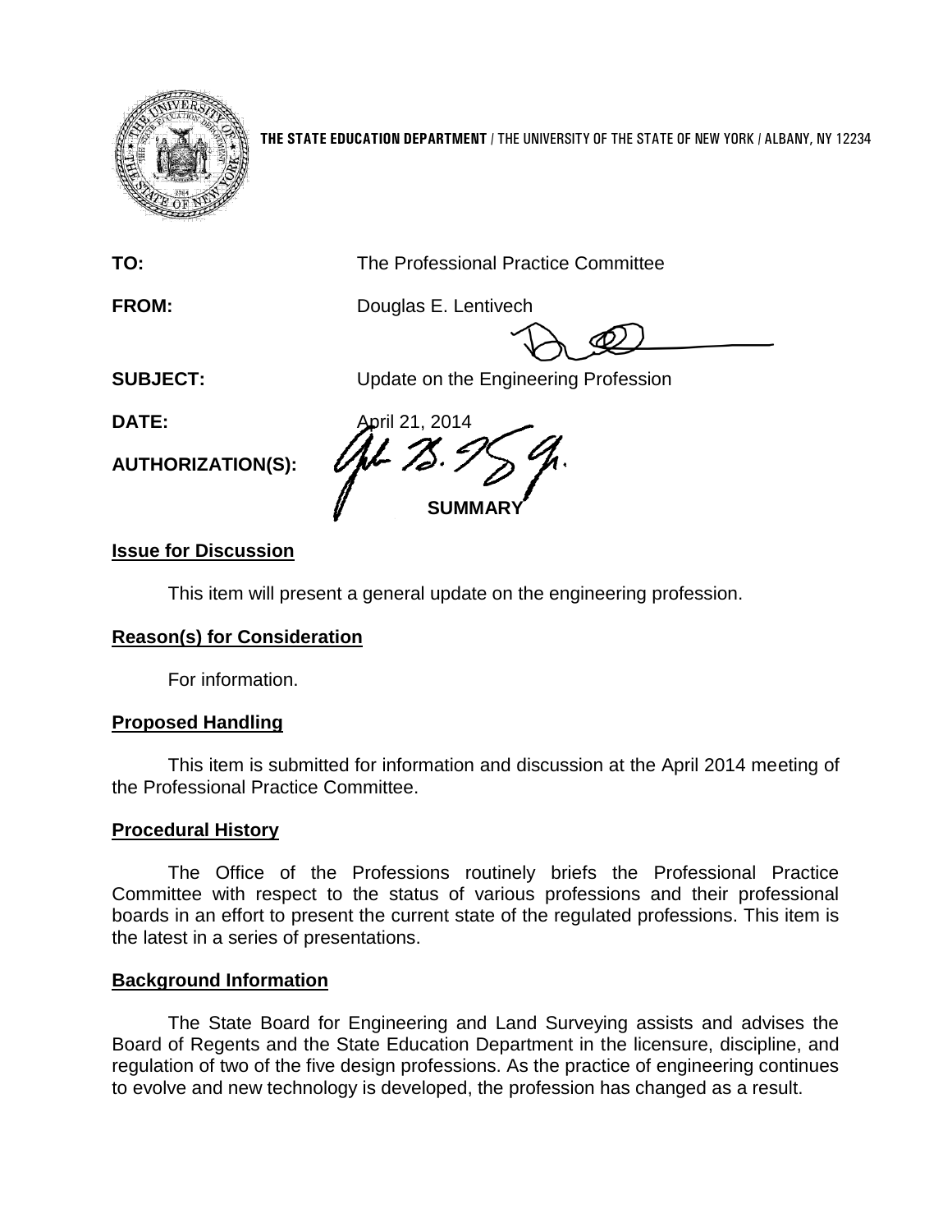**THE STATE EDUCATION DEPARTMENT** / THE UNIVERSITY OF THE STATE OF NEW YORK / ALBANY, NY 12234

**TO:** The Professional Practice Committee

**FROM:** Douglas E. Lentivech

**SUBJECT:** Update on the Engineering Profession

**DATE:** April 21, 2014

**AUTHORIZATION(S):**

**SUMMARY**

**Issue for Discussion**

This item will present a general update on the engineering profession.

**Reason(s) for Consideration**

For information.

**Proposed Handling**

This item is submitted for information and discussion at the April 2014 meeting of the Professional Practice Committee.

**Procedural History**

The Office of the Professions routinely briefs the Professional Practice Committee with respect to the status of various professions and their professional boards in an effort to present the current state of the regulated professions. This item is the latest in a series of presentations.

**Background Information**

The State Board for Engineering and Land Surveying assists and advises the Board of Regents and the State Education Department in the licensure, discipline, and regulation of two of the five design professions. As the practice of engineering continues to evolve and new technology is developed, the profession has changed as a result.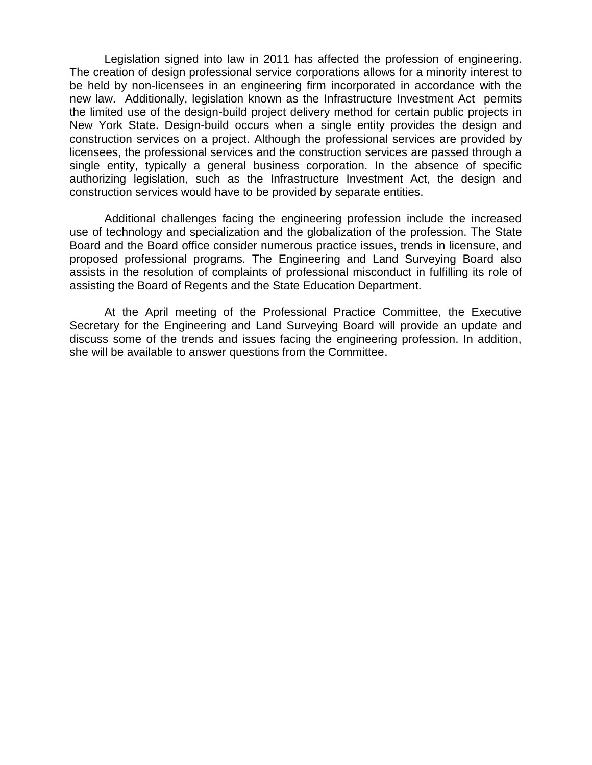Legislation signed into law in 2011 has affected the profession of engineering. The creation of design professional service corporations allows for a minority interest to be held by non-licensees in an engineering firm incorporated in accordance with the new law. Additionally, legislation known as the Infrastructure Investment Act permits the limited use of the design-build project delivery method for certain public projects in New York State. Design-build occurs when a single entity provides the design and construction services on a project. Although the professional services are provided by licensees, the professional services and the construction services are passed through a single entity, typically a general business corporation. In the absence of specific authorizing legislation, such as the Infrastructure Investment Act, the design and construction services would have to be provided by separate entities.

Additional challenges facing the engineering profession include the increased use of technology and specialization and the globalization of the profession. The State Board and the Board office consider numerous practice issues, trends in licensure, and proposed professional programs. The Engineering and Land Surveying Board also assists in the resolution of complaints of professional misconduct in fulfilling its role of assisting the Board of Regents and the State Education Department.

At the April meeting of the Professional Practice Committee, the Executive Secretary for the Engineering and Land Surveying Board will provide an update and discuss some of the trends and issues facing the engineering profession. In addition, she will be available to answer questions from the Committee.